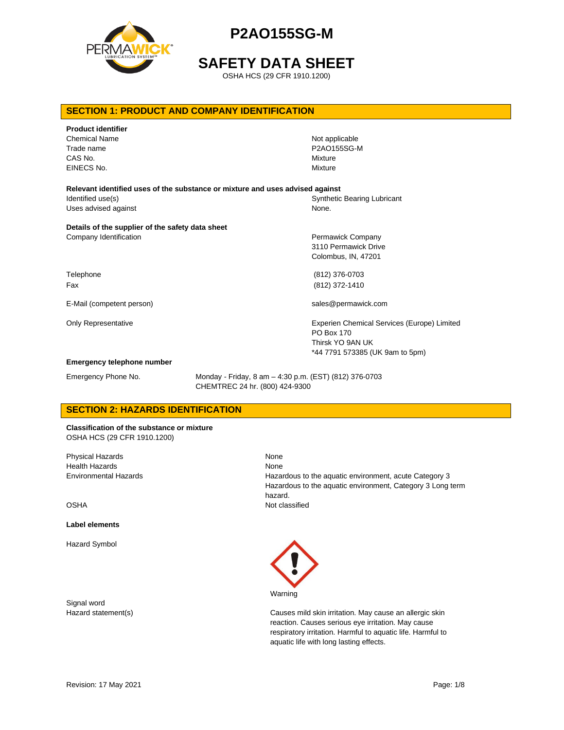# P2AO155SG-M

# SAFETY DATA SHEET

OSHA HCS (29 CFR 1910.1200)

## SECTION 1: PRODUCT AND COMPANY IDENTIFICATION

**Product identifier**

| | |
|---|---|
| Chemical Name | Not applicable |
| Trade name | P2AO155SG-M |
| CAS No. | Mixture |
| EINECS No. | Mixture |

**Relevant identified uses of the substance or mixture and uses advised against**

| | |
|---|---|
| Identified use(s) | Synthetic Bearing Lubricant |
| Uses advised against | None. |

**Details of the supplier of the safety data sheet**

| | |
|---|---|
| Company Identification | Permawick Company<br>3110 Permawick Drive<br>Colombus, IN, 47201 |
| Telephone | (812) 376-0703 |
| Fax | (812) 372-1410 |
| E-Mail (competent person) | sales@permawick.com |
| Only Representative | Experien Chemical Services (Europe) Limited<br>PO Box 170<br>Thirsk YO 9AN UK<br>*44 7791 573385 (UK 9am to 5pm) |

**Emergency telephone number**

| | |
|---|---|
| Emergency Phone No. | Monday - Friday, 8 am – 4:30 p.m. (EST) (812) 376-0703<br>CHEMTREC 24 hr. (800) 424-9300 |

## SECTION 2: HAZARDS IDENTIFICATION

**Classification of the substance or mixture**

OSHA HCS (29 CFR 1910.1200)

| | |
|---|---|
| Physical Hazards | None |
| Health Hazards | None |
| Environmental Hazards | Hazardous to the aquatic environment, acute Category 3<br>Hazardous to the aquatic environment, Category 3 Long term hazard. |
| OSHA | Not classified |

**Label elements**

| | |
|---|---|
| Hazard Symbol | |
| Signal word | Warning |
| Hazard statement(s) | Causes mild skin irritation. May cause an allergic skin reaction. Causes serious eye irritation. May cause respiratory irritation. Harmful to aquatic life. Harmful to aquatic life with long lasting effects. |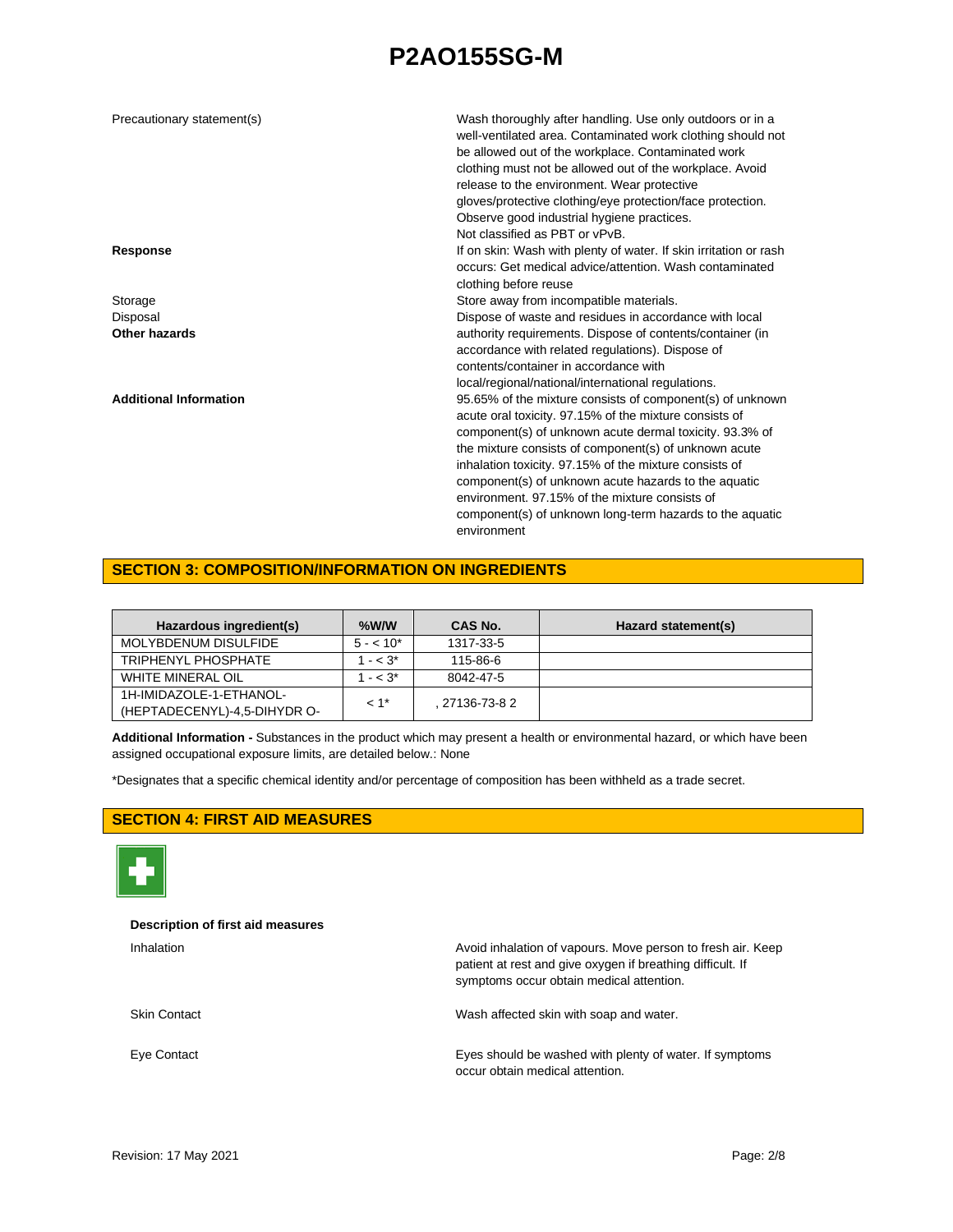| | |
|---|---|
| Precautionary statement(s) | Wash thoroughly after handling. Use only outdoors or in a well-ventilated area. Contaminated work clothing should not be allowed out of the workplace. Contaminated work clothing must not be allowed out of the workplace. Avoid release to the environment. Wear protective gloves/protective clothing/eye protection/face protection. Observe good industrial hygiene practices. Not classified as PBT or vPvB. |
| **Response** | If on skin: Wash with plenty of water. If skin irritation or rash occurs: Get medical advice/attention. Wash contaminated clothing before reuse |
| Storage | Store away from incompatible materials. |
| Disposal | Dispose of waste and residues in accordance with local authority requirements. Dispose of contents/container (in accordance with related regulations). Dispose of contents/container in accordance with local/regional/national/international regulations. |
| **Other hazards** | |
| **Additional Information** | 95.65% of the mixture consists of component(s) of unknown acute oral toxicity. 97.15% of the mixture consists of component(s) of unknown acute dermal toxicity. 93.3% of the mixture consists of component(s) of unknown acute inhalation toxicity. 97.15% of the mixture consists of component(s) of unknown acute hazards to the aquatic environment. 97.15% of the mixture consists of component(s) of unknown long-term hazards to the aquatic environment |

## SECTION 3: COMPOSITION/INFORMATION ON INGREDIENTS

| Hazardous ingredient(s) | %W/W | CAS No. | Hazard statement(s) |
|---|---|---|---|
| MOLYBDENUM DISULFIDE | 5 - < 10* | 1317-33-5 | |
| TRIPHENYL PHOSPHATE | 1 - < 3* | 115-86-6 | |
| WHITE MINERAL OIL | 1 - < 3* | 8042-47-5 | |
| 1H-IMIDAZOLE-1-ETHANOL-(HEPTADECENYL)-4,5-DIHYDR O- | < 1* | , 27136-73-8 2 | |

**Additional Information -** Substances in the product which may present a health or environmental hazard, or which have been assigned occupational exposure limits, are detailed below.: None

*Designates that a specific chemical identity and/or percentage of composition has been withheld as a trade secret.

## SECTION 4: FIRST AID MEASURES

**Description of first aid measures**

| | |
|---|---|
| Inhalation | Avoid inhalation of vapours. Move person to fresh air. Keep patient at rest and give oxygen if breathing difficult. If symptoms occur obtain medical attention. |
| Skin Contact | Wash affected skin with soap and water. |
| Eye Contact | Eyes should be washed with plenty of water. If symptoms occur obtain medical attention. |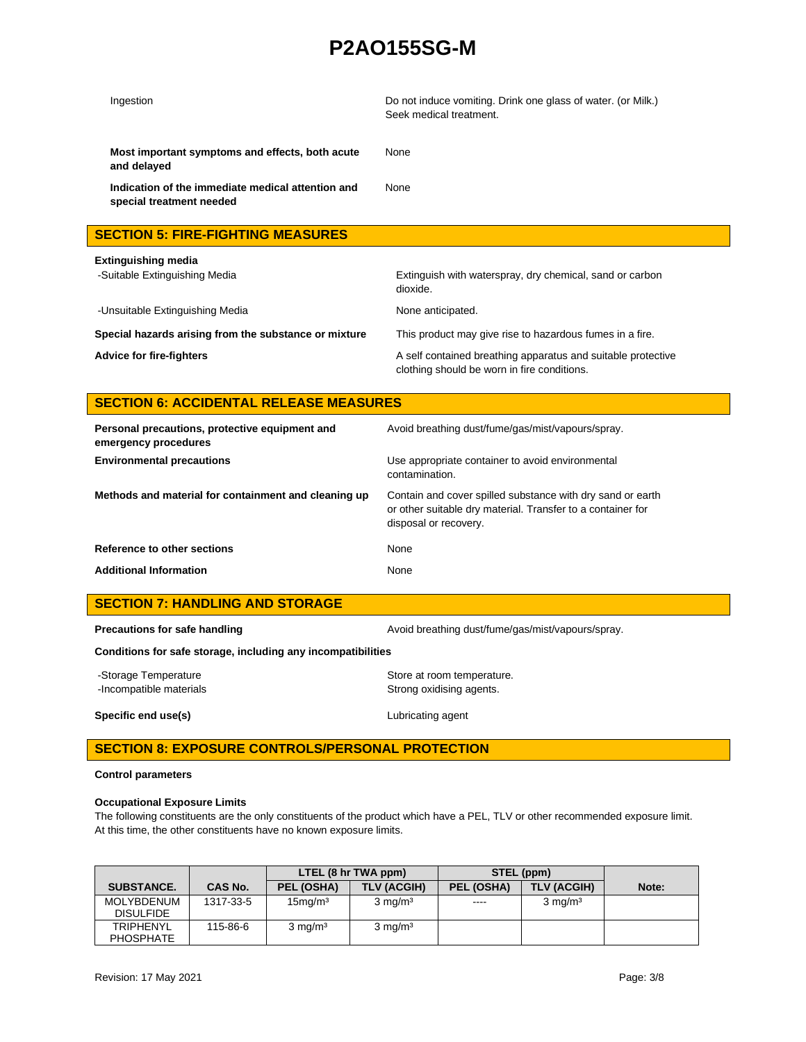| | |
|---|---|
| Ingestion | Do not induce vomiting. Drink one glass of water. (or Milk.) Seek medical treatment. |
| **Most important symptoms and effects, both acute and delayed** | None |
| **Indication of the immediate medical attention and special treatment needed** | None |

## SECTION 5: FIRE-FIGHTING MEASURES

**Extinguishing media**

| | |
|---|---|
| -Suitable Extinguishing Media | Extinguish with waterspray, dry chemical, sand or carbon dioxide. |
| -Unsuitable Extinguishing Media | None anticipated. |
| **Special hazards arising from the substance or mixture** | This product may give rise to hazardous fumes in a fire. |
| **Advice for fire-fighters** | A self contained breathing apparatus and suitable protective clothing should be worn in fire conditions. |

## SECTION 6: ACCIDENTAL RELEASE MEASURES

| | |
|---|---|
| **Personal precautions, protective equipment and emergency procedures** | Avoid breathing dust/fume/gas/mist/vapours/spray. |
| **Environmental precautions** | Use appropriate container to avoid environmental contamination. |
| **Methods and material for containment and cleaning up** | Contain and cover spilled substance with dry sand or earth or other suitable dry material. Transfer to a container for disposal or recovery. |
| **Reference to other sections** | None |
| **Additional Information** | None |

## SECTION 7: HANDLING AND STORAGE

| | |
|---|---|
| **Precautions for safe handling** | Avoid breathing dust/fume/gas/mist/vapours/spray. |

**Conditions for safe storage, including any incompatibilities**

| | |
|---|---|
| -Storage Temperature | Store at room temperature. |
| -Incompatible materials | Strong oxidising agents. |
| **Specific end use(s)** | Lubricating agent |

## SECTION 8: EXPOSURE CONTROLS/PERSONAL PROTECTION

**Control parameters**

**Occupational Exposure Limits**

The following constituents are the only constituents of the product which have a PEL, TLV or other recommended exposure limit. At this time, the other constituents have no known exposure limits.

| | | LTEL (8 hr TWA ppm) | | STEL (ppm) | | |
|---|---|---|---|---|---|---|
| **SUBSTANCE.** | **CAS No.** | **PEL (OSHA)** | **TLV (ACGIH)** | **PEL (OSHA)** | **TLV (ACGIH)** | **Note:** |
| MOLYBDENUM DISULFIDE | 1317-33-5 | 15mg/m³ | 3 mg/m³ | ---- | 3 mg/m³ | |
| TRIPHENYL PHOSPHATE | 115-86-6 | 3 mg/m³ | 3 mg/m³ | | | |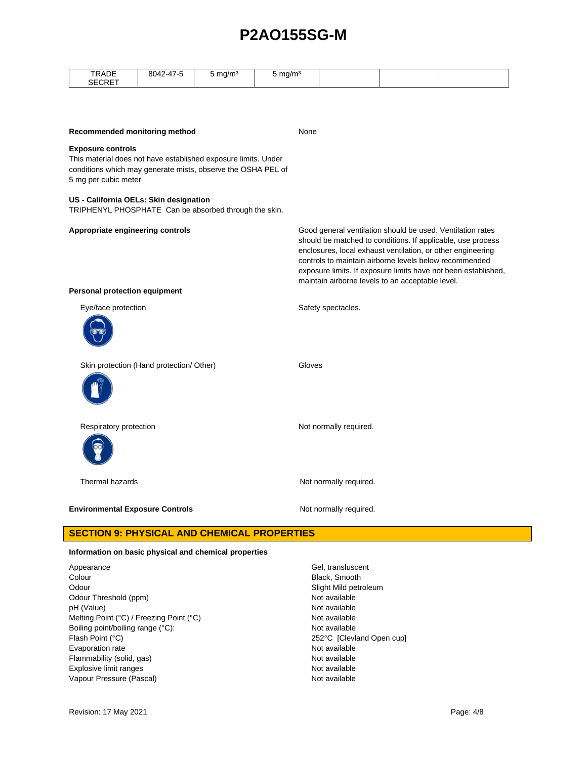| TRADE SECRET | 8042-47-5 | 5 mg/m³ | 5 mg/m³ | | | |
|---|---|---|---|---|---|---|

**Recommended monitoring method** None

**Exposure controls**

This material does not have established exposure limits. Under conditions which may generate mists, observe the OSHA PEL of 5 mg per cubic meter

**US - California OELs: Skin designation**

TRIPHENYL PHOSPHATE Can be absorbed through the skin.

**Appropriate engineering controls** Good general ventilation should be used. Ventilation rates should be matched to conditions. If applicable, use process enclosures, local exhaust ventilation, or other engineering controls to maintain airborne levels below recommended exposure limits. If exposure limits have not been established, maintain airborne levels to an acceptable level.

**Personal protection equipment**

Eye/face protection: Safety spectacles.

Skin protection (Hand protection/ Other): Gloves

Respiratory protection: Not normally required.

Thermal hazards: Not normally required.

**Environmental Exposure Controls** Not normally required.

## SECTION 9: PHYSICAL AND CHEMICAL PROPERTIES

**Information on basic physical and chemical properties**

| | |
|---|---|
| Appearance | Gel, transluscent |
| Colour | Black, Smooth |
| Odour | Slight Mild petroleum |
| Odour Threshold (ppm) | Not available |
| pH (Value) | Not available |
| Melting Point (°C) / Freezing Point (°C) | Not available |
| Boiling point/boiling range (°C): | Not available |
| Flash Point (°C) | 252°C [Clevland Open cup] |
| Evaporation rate | Not available |
| Flammability (solid, gas) | Not available |
| Explosive limit ranges | Not available |
| Vapour Pressure (Pascal) | Not available |

Revision: 17 May 2021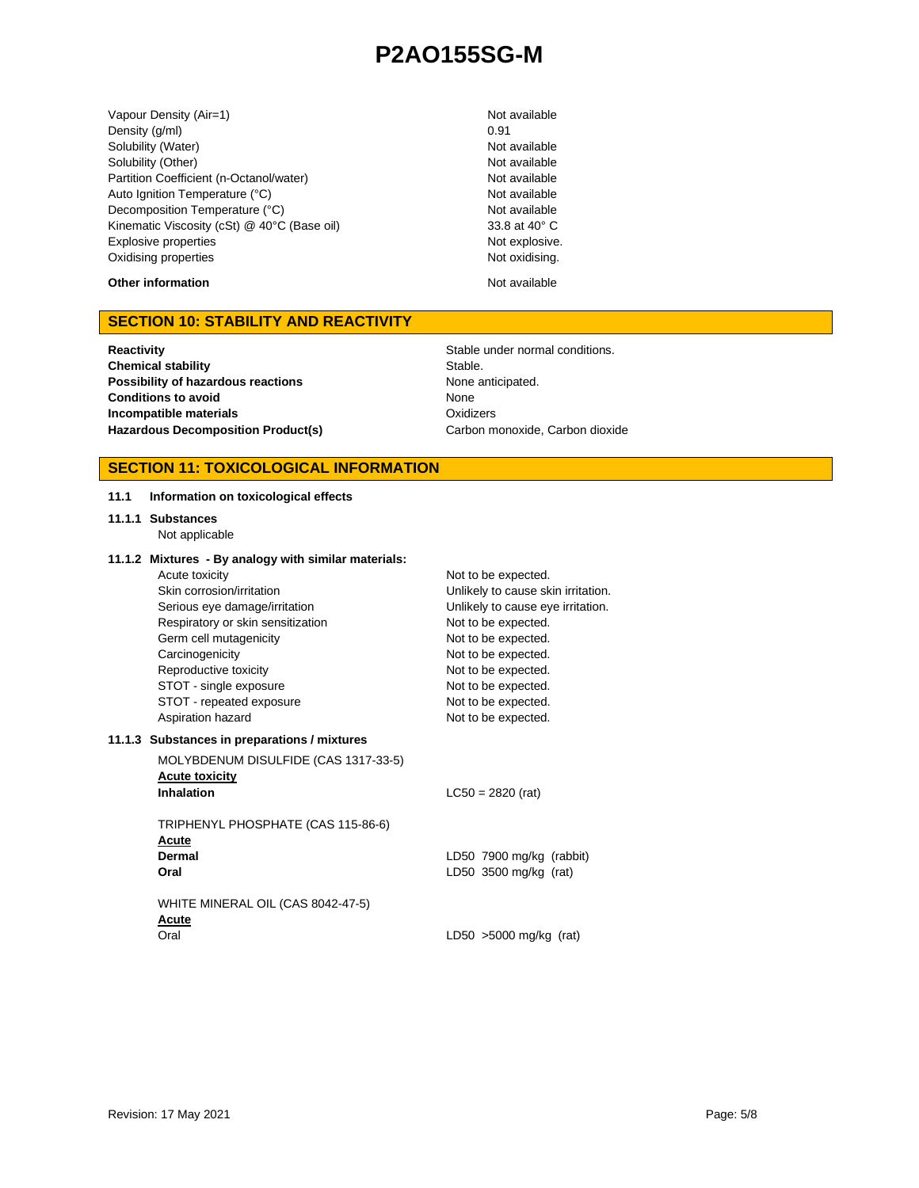| | |
|---|---|
| Vapour Density (Air=1) | Not available |
| Density (g/ml) | 0.91 |
| Solubility (Water) | Not available |
| Solubility (Other) | Not available |
| Partition Coefficient (n-Octanol/water) | Not available |
| Auto Ignition Temperature (°C) | Not available |
| Decomposition Temperature (°C) | Not available |
| Kinematic Viscosity (cSt) @ 40°C (Base oil) | 33.8 at 40° C |
| Explosive properties | Not explosive. |
| Oxidising properties | Not oxidising. |

**Other information** Not available

## SECTION 10: STABILITY AND REACTIVITY

| | |
|---|---|
| **Reactivity** | Stable under normal conditions. |
| **Chemical stability** | Stable. |
| **Possibility of hazardous reactions** | None anticipated. |
| **Conditions to avoid** | None |
| **Incompatible materials** | Oxidizers |
| **Hazardous Decomposition Product(s)** | Carbon monoxide, Carbon dioxide |

## SECTION 11: TOXICOLOGICAL INFORMATION

**11.1 Information on toxicological effects**

**11.1.1 Substances**

Not applicable

**11.1.2 Mixtures - By analogy with similar materials:**

| | |
|---|---|
| Acute toxicity | Not to be expected. |
| Skin corrosion/irritation | Unlikely to cause skin irritation. |
| Serious eye damage/irritation | Unlikely to cause eye irritation. |
| Respiratory or skin sensitization | Not to be expected. |
| Germ cell mutagenicity | Not to be expected. |
| Carcinogenicity | Not to be expected. |
| Reproductive toxicity | Not to be expected. |
| STOT - single exposure | Not to be expected. |
| STOT - repeated exposure | Not to be expected. |
| Aspiration hazard | Not to be expected. |

**11.1.3 Substances in preparations / mixtures**

MOLYBDENUM DISULFIDE (CAS 1317-33-5)

**Acute toxicity**

**Inhalation** LC50 = 2820 (rat)

TRIPHENYL PHOSPHATE (CAS 115-86-6)

**Acute**

**Dermal** LD50 7900 mg/kg (rabbit)

**Oral** LD50 3500 mg/kg (rat)

WHITE MINERAL OIL (CAS 8042-47-5)

**Acute**

Oral LD50 >5000 mg/kg (rat)

Revision: 17 May 2021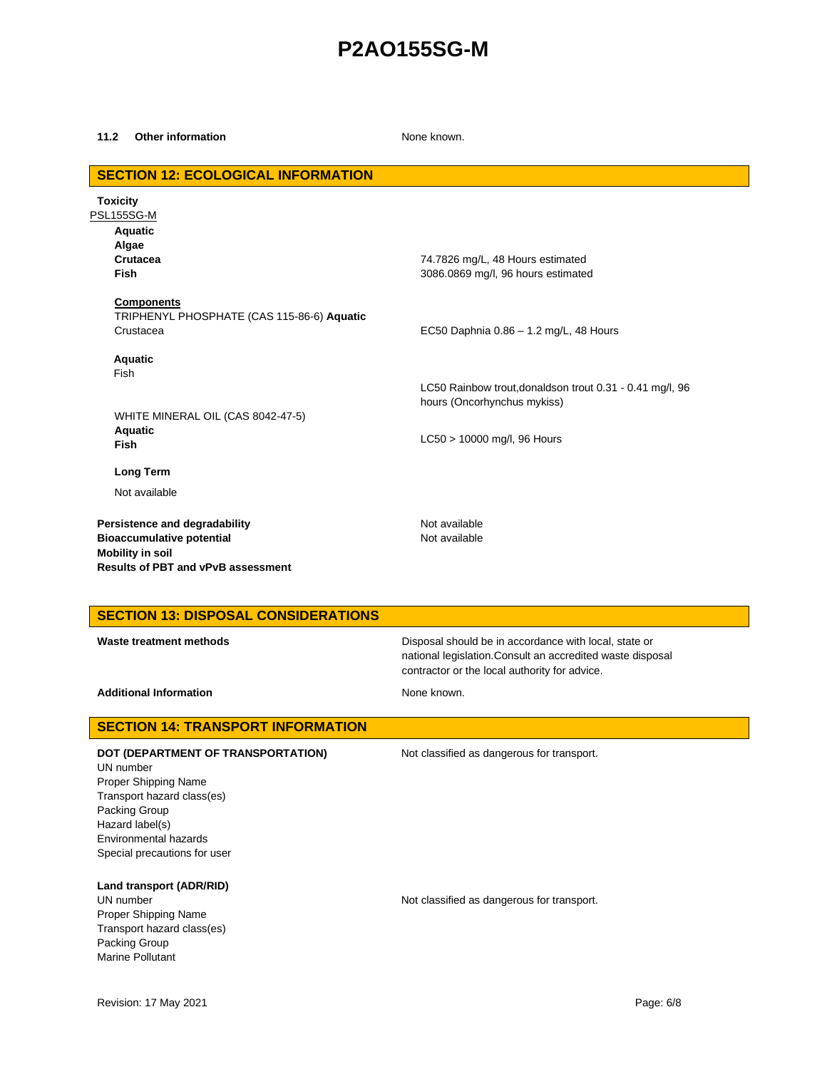**11.2 Other information** None known.

## SECTION 12: ECOLOGICAL INFORMATION

**Toxicity**

PSL155SG-M

**Aquatic**

**Algae**

**Crutacea** 74.7826 mg/L, 48 Hours estimated

**Fish** 3086.0869 mg/l, 96 hours estimated

**Components**

TRIPHENYL PHOSPHATE (CAS 115-86-6) **Aquatic**

Crustacea EC50 Daphnia 0.86 – 1.2 mg/L, 48 Hours

**Aquatic**

Fish LC50 Rainbow trout,donaldson trout 0.31 - 0.41 mg/l, 96 hours (Oncorhynchus mykiss)

WHITE MINERAL OIL (CAS 8042-47-5)

**Aquatic**

**Fish** LC50 > 10000 mg/l, 96 Hours

**Long Term**

Not available

**Persistence and degradability** Not available

**Bioaccumulative potential** Not available

**Mobility in soil**

**Results of PBT and vPvB assessment**

## SECTION 13: DISPOSAL CONSIDERATIONS

**Waste treatment methods** Disposal should be in accordance with local, state or national legislation.Consult an accredited waste disposal contractor or the local authority for advice.

**Additional Information** None known.

## SECTION 14: TRANSPORT INFORMATION

**DOT (DEPARTMENT OF TRANSPORTATION)** Not classified as dangerous for transport.

UN number

Proper Shipping Name

Transport hazard class(es)

Packing Group

Hazard label(s)

Environmental hazards

Special precautions for user

**Land transport (ADR/RID)**

UN number Not classified as dangerous for transport.

Proper Shipping Name

Transport hazard class(es)

Packing Group

Marine Pollutant

Revision: 17 May 2021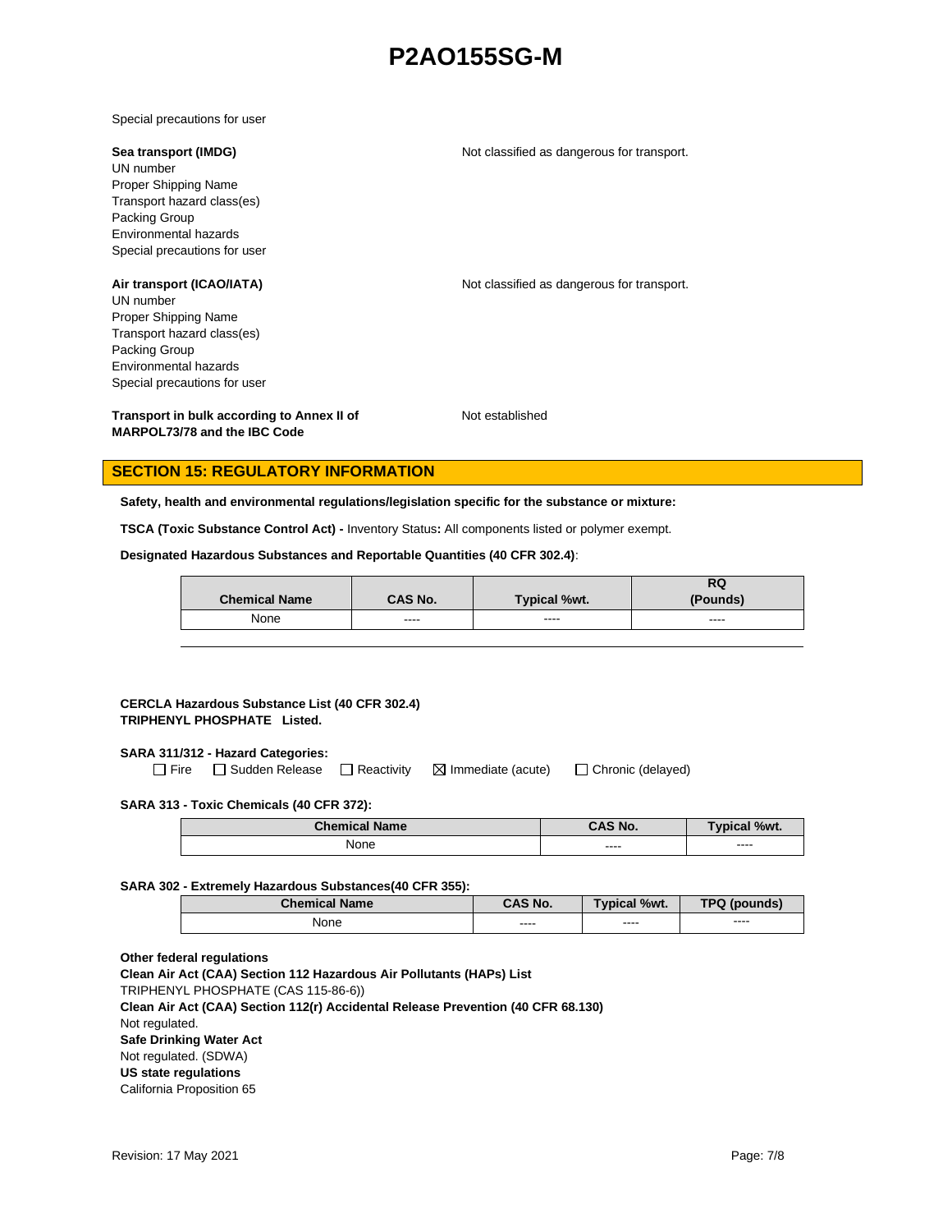Special precautions for user

**Sea transport (IMDG)** Not classified as dangerous for transport.

UN number
Proper Shipping Name
Transport hazard class(es)
Packing Group
Environmental hazards
Special precautions for user

**Air transport (ICAO/IATA)** Not classified as dangerous for transport.

UN number
Proper Shipping Name
Transport hazard class(es)
Packing Group
Environmental hazards
Special precautions for user

**Transport in bulk according to Annex II of MARPOL73/78 and the IBC Code** Not established

## SECTION 15: REGULATORY INFORMATION

**Safety, health and environmental regulations/legislation specific for the substance or mixture:**

**TSCA (Toxic Substance Control Act) -** Inventory Status**:** All components listed or polymer exempt.

**Designated Hazardous Substances and Reportable Quantities (40 CFR 302.4)**:

| Chemical Name | CAS No. | Typical %wt. | RQ (Pounds) |
|---|---|---|---|
| None | ---- | ---- | ---- |

**CERCLA Hazardous Substance List (40 CFR 302.4)**
**TRIPHENYL PHOSPHATE Listed.**

**SARA 311/312 - Hazard Categories:**

☐ Fire ☐ Sudden Release ☐ Reactivity ☒ Immediate (acute) ☐ Chronic (delayed)

**SARA 313 - Toxic Chemicals (40 CFR 372):**

| Chemical Name | CAS No. | Typical %wt. |
|---|---|---|
| None | ---- | ---- |

**SARA 302 - Extremely Hazardous Substances(40 CFR 355):**

| Chemical Name | CAS No. | Typical %wt. | TPQ (pounds) |
|---|---|---|---|
| None | ---- | ---- | ---- |

**Other federal regulations**
**Clean Air Act (CAA) Section 112 Hazardous Air Pollutants (HAPs) List**
TRIPHENYL PHOSPHATE (CAS 115-86-6))
**Clean Air Act (CAA) Section 112(r) Accidental Release Prevention (40 CFR 68.130)**
Not regulated.
**Safe Drinking Water Act**
Not regulated. (SDWA)
**US state regulations**
California Proposition 65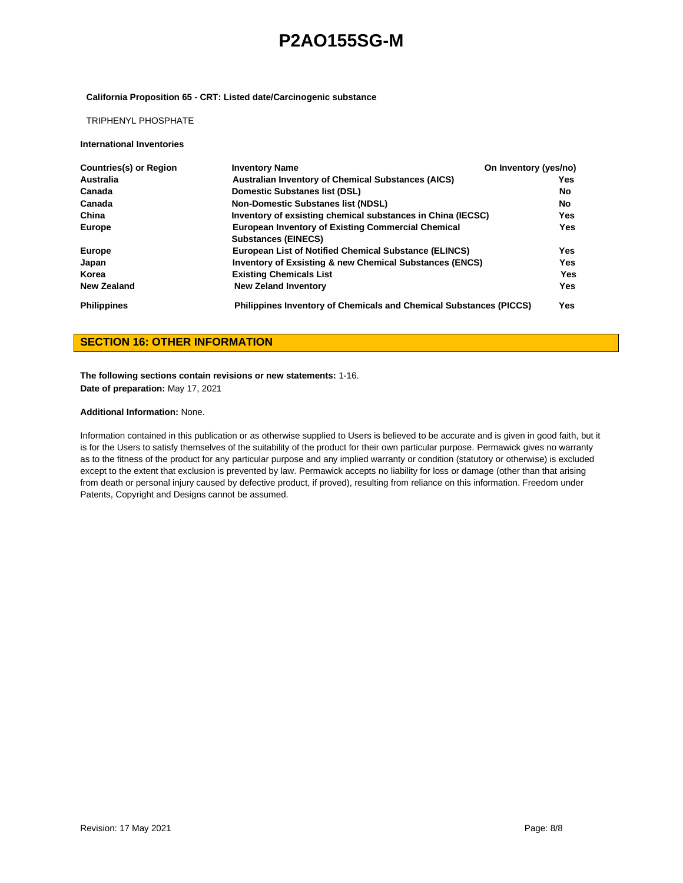**California Proposition 65 - CRT: Listed date/Carcinogenic substance**

TRIPHENYL PHOSPHATE

**International Inventories**

| Countries(s) or Region | Inventory Name | On Inventory (yes/no) |
|---|---|---|
| **Australia** | **Australian Inventory of Chemical Substances (AICS)** | **Yes** |
| **Canada** | **Domestic Substanes list (DSL)** | **No** |
| **Canada** | **Non-Domestic Substanes list (NDSL)** | **No** |
| **China** | **Inventory of exsisting chemical substances in China (IECSC)** | **Yes** |
| **Europe** | **European Inventory of Existing Commercial Chemical Substances (EINECS)** | **Yes** |
| **Europe** | **European List of Notified Chemical Substance (ELINCS)** | **Yes** |
| **Japan** | **Inventory of Exsisting & new Chemical Substances (ENCS)** | **Yes** |
| **Korea** | **Existing Chemicals List** | **Yes** |
| **New Zealand** | **New Zeland Inventory** | **Yes** |
| **Philippines** | **Philippines Inventory of Chemicals and Chemical Substances (PICCS)** | **Yes** |

## SECTION 16: OTHER INFORMATION

**The following sections contain revisions or new statements:** 1-16.
**Date of preparation:** May 17, 2021

**Additional Information:** None.

Information contained in this publication or as otherwise supplied to Users is believed to be accurate and is given in good faith, but it is for the Users to satisfy themselves of the suitability of the product for their own particular purpose. Permawick gives no warranty as to the fitness of the product for any particular purpose and any implied warranty or condition (statutory or otherwise) is excluded except to the extent that exclusion is prevented by law. Permawick accepts no liability for loss or damage (other than that arising from death or personal injury caused by defective product, if proved), resulting from reliance on this information. Freedom under Patents, Copyright and Designs cannot be assumed.